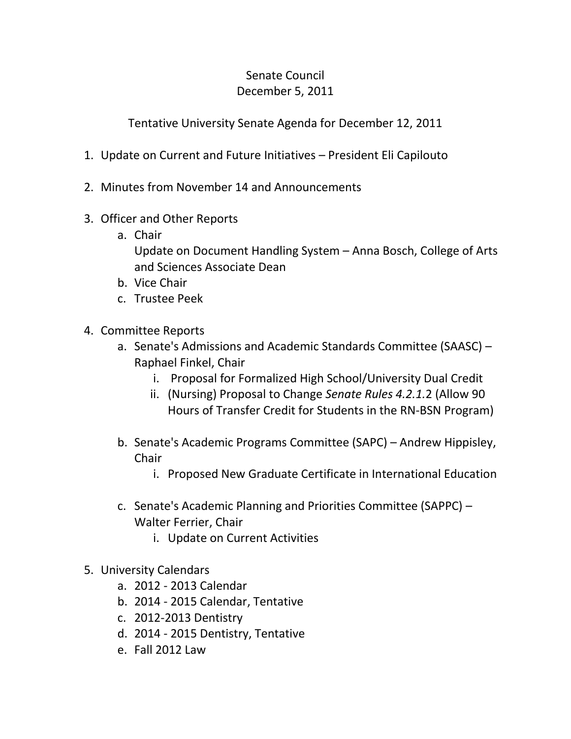Senate Council
December 5, 2011

Tentative University Senate Agenda for December 12, 2011

1. Update on Current and Future Initiatives – President Eli Capilouto

2. Minutes from November 14 and Announcements

3. Officer and Other Reports
   a. Chair
      Update on Document Handling System – Anna Bosch, College of Arts and Sciences Associate Dean
   b. Vice Chair
   c. Trustee Peek

4. Committee Reports
   a. Senate's Admissions and Academic Standards Committee (SAASC) – Raphael Finkel, Chair
      i. Proposal for Formalized High School/University Dual Credit
      ii. (Nursing) Proposal to Change *Senate Rules 4.2.1.*2 (Allow 90 Hours of Transfer Credit for Students in the RN-BSN Program)

   b. Senate's Academic Programs Committee (SAPC) – Andrew Hippisley, Chair
      i. Proposed New Graduate Certificate in International Education

   c. Senate's Academic Planning and Priorities Committee (SAPPC) – Walter Ferrier, Chair
      i. Update on Current Activities

5. University Calendars
   a. 2012 - 2013 Calendar
   b. 2014 - 2015 Calendar, Tentative
   c. 2012-2013 Dentistry
   d. 2014 - 2015 Dentistry, Tentative
   e. Fall 2012 Law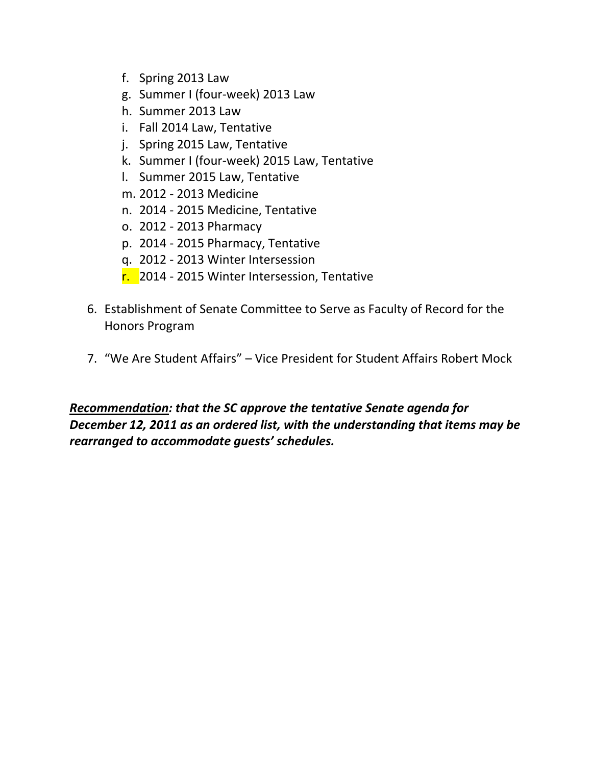f. Spring 2013 Law
   g. Summer I (four-week) 2013 Law
   h. Summer 2013 Law
   i. Fall 2014 Law, Tentative
   j. Spring 2015 Law, Tentative
   k. Summer I (four-week) 2015 Law, Tentative
   l. Summer 2015 Law, Tentative
   m. 2012 - 2013 Medicine
   n. 2014 - 2015 Medicine, Tentative
   o. 2012 - 2013 Pharmacy
   p. 2014 - 2015 Pharmacy, Tentative
   q. 2012 - 2013 Winter Intersession
   r. 2014 - 2015 Winter Intersession, Tentative

6. Establishment of Senate Committee to Serve as Faculty of Record for the Honors Program

7. "We Are Student Affairs" – Vice President for Student Affairs Robert Mock

***<u>Recommendation</u>: that the SC approve the tentative Senate agenda for December 12, 2011 as an ordered list, with the understanding that items may be rearranged to accommodate guests' schedules.***